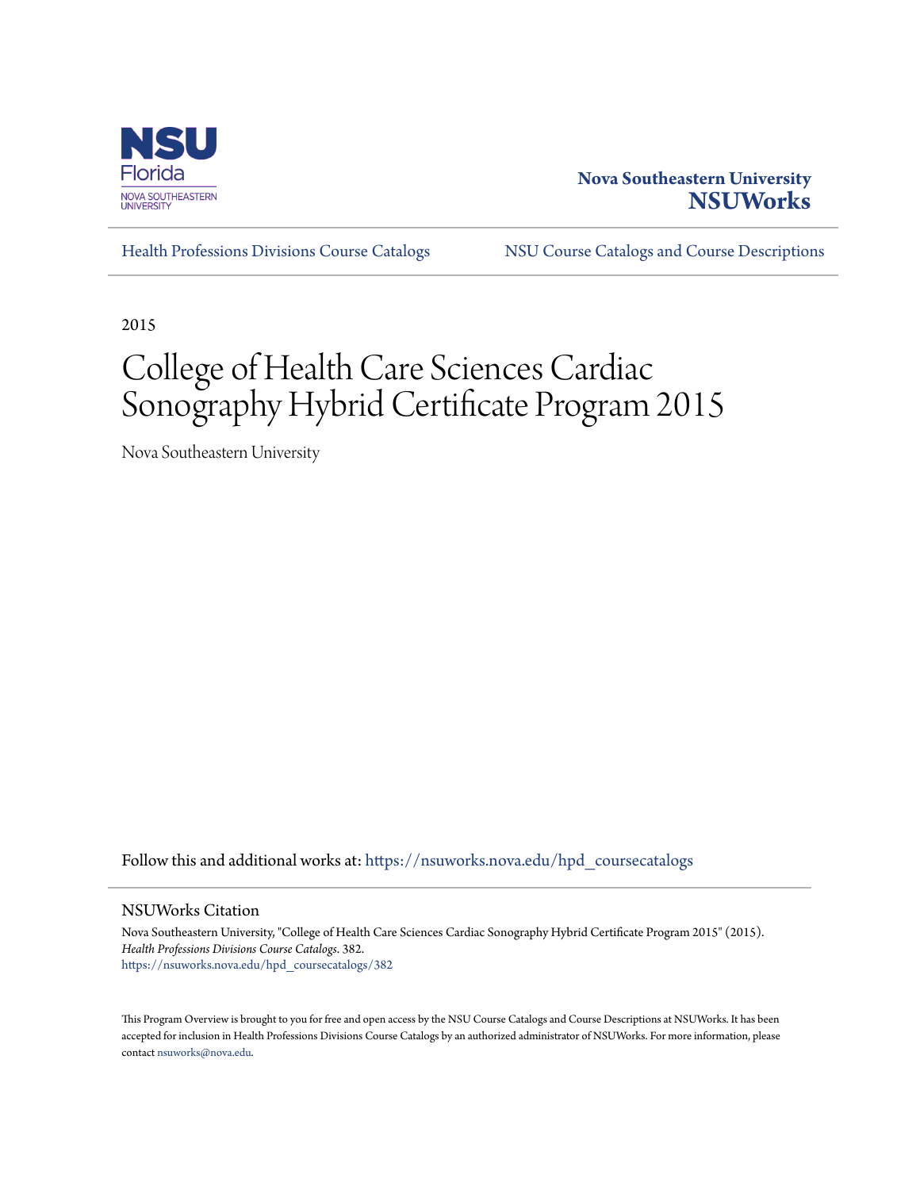Nova Southeastern University
**NSUWorks**

Health Professions Divisions Course Catalogs | NSU Course Catalogs and Course Descriptions

2015

# College of Health Care Sciences Cardiac Sonography Hybrid Certificate Program 2015

Nova Southeastern University

Follow this and additional works at: https://nsuworks.nova.edu/hpd_coursecatalogs

## NSUWorks Citation

Nova Southeastern University, "College of Health Care Sciences Cardiac Sonography Hybrid Certificate Program 2015" (2015). *Health Professions Divisions Course Catalogs*. 382.
https://nsuworks.nova.edu/hpd_coursecatalogs/382

This Program Overview is brought to you for free and open access by the NSU Course Catalogs and Course Descriptions at NSUWorks. It has been accepted for inclusion in Health Professions Divisions Course Catalogs by an authorized administrator of NSUWorks. For more information, please contact nsuworks@nova.edu.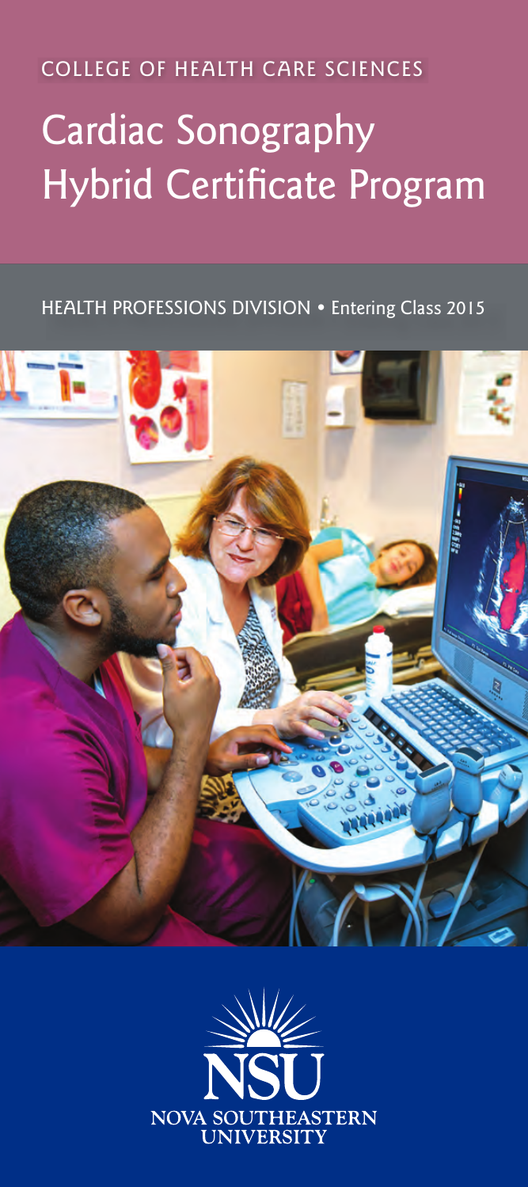COLLEGE OF HEALTH CARE SCIENCES

# Cardiac Sonography Hybrid Certificate Program

HEALTH PROFESSIONS DIVISION • Entering Class 2015

NSU

NOVA SOUTHEASTERN UNIVERSITY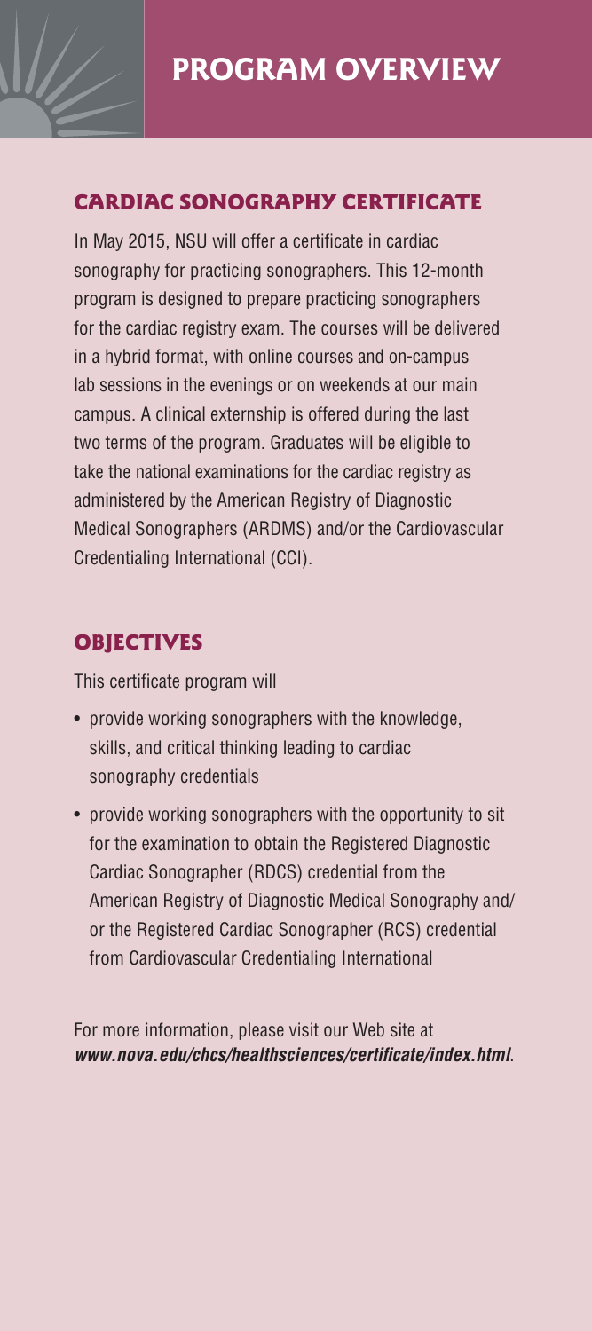# PROGRAM OVERVIEW

## CARDIAC SONOGRAPHY CERTIFICATE

In May 2015, NSU will offer a certificate in cardiac sonography for practicing sonographers. This 12-month program is designed to prepare practicing sonographers for the cardiac registry exam. The courses will be delivered in a hybrid format, with online courses and on-campus lab sessions in the evenings or on weekends at our main campus. A clinical externship is offered during the last two terms of the program. Graduates will be eligible to take the national examinations for the cardiac registry as administered by the American Registry of Diagnostic Medical Sonographers (ARDMS) and/or the Cardiovascular Credentialing International (CCI).

## OBJECTIVES

This certificate program will

- provide working sonographers with the knowledge, skills, and critical thinking leading to cardiac sonography credentials
- provide working sonographers with the opportunity to sit for the examination to obtain the Registered Diagnostic Cardiac Sonographer (RDCS) credential from the American Registry of Diagnostic Medical Sonography and/or the Registered Cardiac Sonographer (RCS) credential from Cardiovascular Credentialing International

For more information, please visit our Web site at ***www.nova.edu/chcs/healthsciences/certificate/index.html***.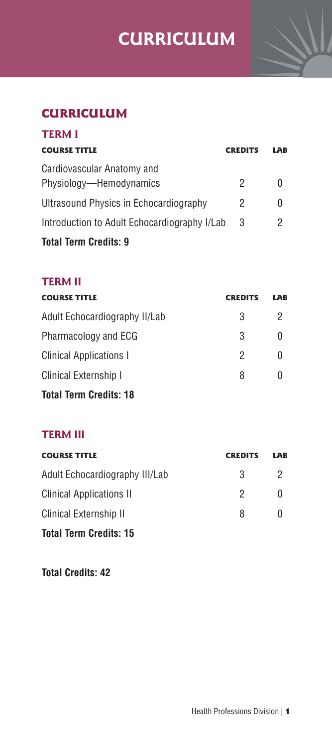# CURRICULUM

## CURRICULUM

### TERM I

| COURSE TITLE | CREDITS | LAB |
|---|---|---|
| Cardiovascular Anatomy and Physiology—Hemodynamics | 2 | 0 |
| Ultrasound Physics in Echocardiography | 2 | 0 |
| Introduction to Adult Echocardiography I/Lab | 3 | 2 |

**Total Term Credits: 9**

### TERM II

| COURSE TITLE | CREDITS | LAB |
|---|---|---|
| Adult Echocardiography II/Lab | 3 | 2 |
| Pharmacology and ECG | 3 | 0 |
| Clinical Applications I | 2 | 0 |
| Clinical Externship I | 8 | 0 |

**Total Term Credits: 18**

### TERM III

| COURSE TITLE | CREDITS | LAB |
|---|---|---|
| Adult Echocardiography III/Lab | 3 | 2 |
| Clinical Applications II | 2 | 0 |
| Clinical Externship II | 8 | 0 |

**Total Term Credits: 15**

**Total Credits: 42**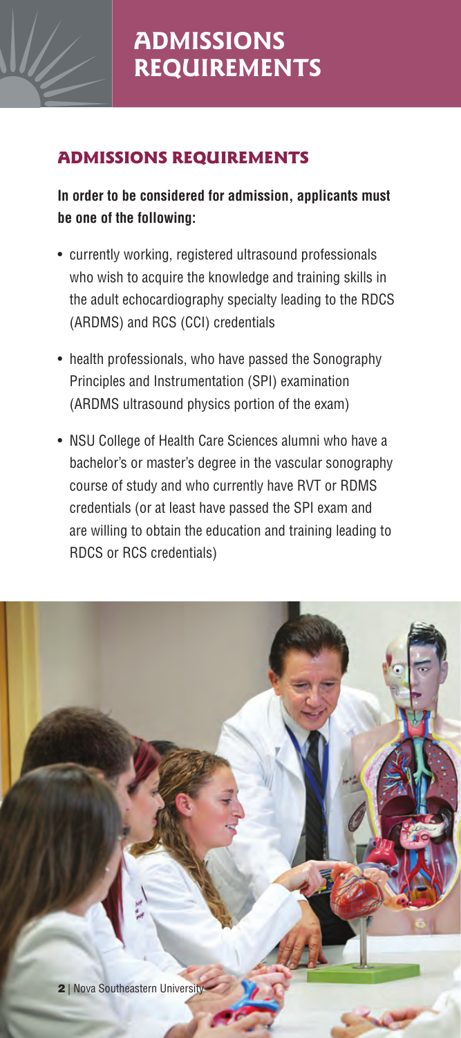# ADMISSIONS REQUIREMENTS

## ADMISSIONS REQUIREMENTS

**In order to be considered for admission, applicants must be one of the following:**

- currently working, registered ultrasound professionals who wish to acquire the knowledge and training skills in the adult echocardiography specialty leading to the RDCS (ARDMS) and RCS (CCI) credentials
- health professionals, who have passed the Sonography Principles and Instrumentation (SPI) examination (ARDMS ultrasound physics portion of the exam)
- NSU College of Health Care Sciences alumni who have a bachelor's or master's degree in the vascular sonography course of study and who currently have RVT or RDMS credentials (or at least have passed the SPI exam and are willing to obtain the education and training leading to RDCS or RCS credentials)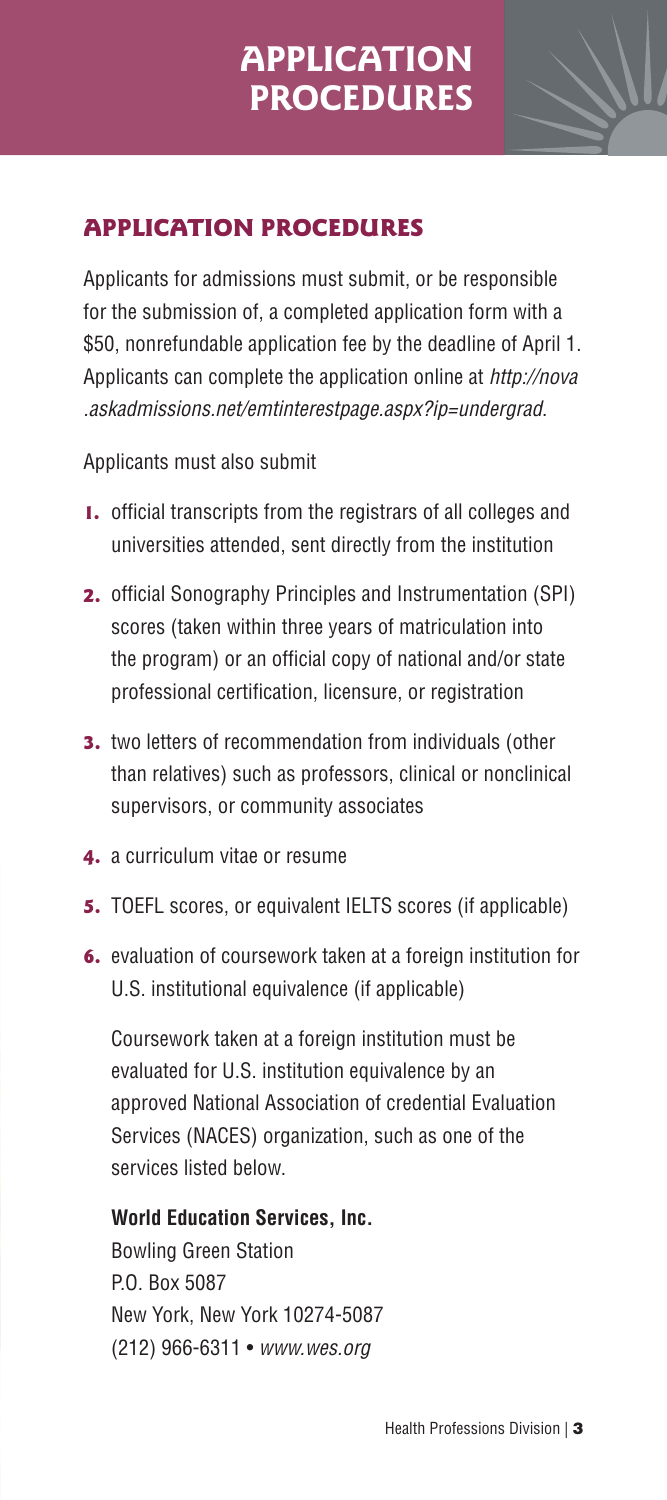# APPLICATION PROCEDURES

## APPLICATION PROCEDURES

Applicants for admissions must submit, or be responsible for the submission of, a completed application form with a $50, nonrefundable application fee by the deadline of April 1. Applicants can complete the application online at *http://nova.askadmissions.net/emtinterestpage.aspx?ip=undergrad*.

Applicants must also submit

1. official transcripts from the registrars of all colleges and universities attended, sent directly from the institution
2. official Sonography Principles and Instrumentation (SPI) scores (taken within three years of matriculation into the program) or an official copy of national and/or state professional certification, licensure, or registration
3. two letters of recommendation from individuals (other than relatives) such as professors, clinical or nonclinical supervisors, or community associates
4. a curriculum vitae or resume
5. TOEFL scores, or equivalent IELTS scores (if applicable)
6. evaluation of coursework taken at a foreign institution for U.S. institutional equivalence (if applicable)

   Coursework taken at a foreign institution must be evaluated for U.S. institution equivalence by an approved National Association of credential Evaluation Services (NACES) organization, such as one of the services listed below.

   **World Education Services, Inc.**
   Bowling Green Station
   P.O. Box 5087
   New York, New York 10274-5087
   (212) 966-6311 • *www.wes.org*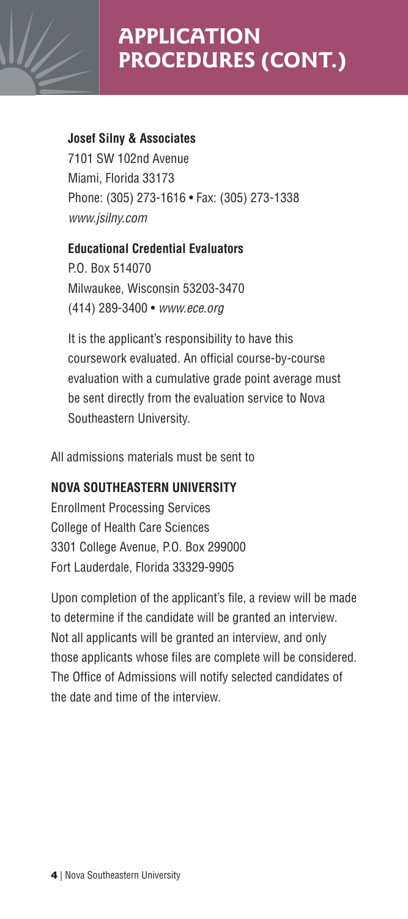# APPLICATION PROCEDURES (CONT.)

**Josef Silny & Associates**
7101 SW 102nd Avenue
Miami, Florida 33173
Phone: (305) 273-1616 • Fax: (305) 273-1338
*www.jsilny.com*

**Educational Credential Evaluators**
P.O. Box 514070
Milwaukee, Wisconsin 53203-3470
(414) 289-3400 • *www.ece.org*

It is the applicant's responsibility to have this coursework evaluated. An official course-by-course evaluation with a cumulative grade point average must be sent directly from the evaluation service to Nova Southeastern University.

All admissions materials must be sent to

**NOVA SOUTHEASTERN UNIVERSITY**
Enrollment Processing Services
College of Health Care Sciences
3301 College Avenue, P.O. Box 299000
Fort Lauderdale, Florida 33329-9905

Upon completion of the applicant's file, a review will be made to determine if the candidate will be granted an interview. Not all applicants will be granted an interview, and only those applicants whose files are complete will be considered. The Office of Admissions will notify selected candidates of the date and time of the interview.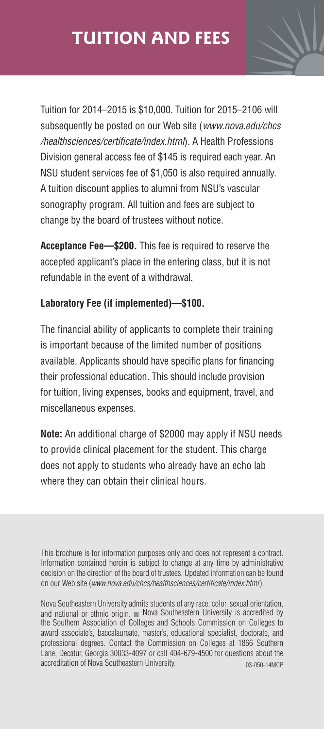# TUITION AND FEES

Tuition for 2014–2015 is $10,000. Tuition for 2015–2106 will subsequently be posted on our Web site (*www.nova.edu/chcs/healthsciences/certificate/index.html*). A Health Professions Division general access fee of $145 is required each year. An NSU student services fee of $1,050 is also required annually. A tuition discount applies to alumni from NSU's vascular sonography program. All tuition and fees are subject to change by the board of trustees without notice.

**Acceptance Fee—$200.** This fee is required to reserve the accepted applicant's place in the entering class, but it is not refundable in the event of a withdrawal.

**Laboratory Fee (if implemented)—$100.**

The financial ability of applicants to complete their training is important because of the limited number of positions available. Applicants should have specific plans for financing their professional education. This should include provision for tuition, living expenses, books and equipment, travel, and miscellaneous expenses.

**Note:** An additional charge of $2000 may apply if NSU needs to provide clinical placement for the student. This charge does not apply to students who already have an echo lab where they can obtain their clinical hours.

This brochure is for information purposes only and does not represent a contract. Information contained herein is subject to change at any time by administrative decision on the direction of the board of trustees. Updated information can be found on our Web site (*www.nova.edu/chcs/healthsciences/certificate/index.html*).

Nova Southeastern University admits students of any race, color, sexual orientation, and national or ethnic origin. ■ Nova Southeastern University is accredited by the Southern Association of Colleges and Schools Commission on Colleges to award associate's, baccalaureate, master's, educational specialist, doctorate, and professional degrees. Contact the Commission on Colleges at 1866 Southern Lane, Decatur, Georgia 30033-4097 or call 404-679-4500 for questions about the accreditation of Nova Southeastern University.

03-050-14MCP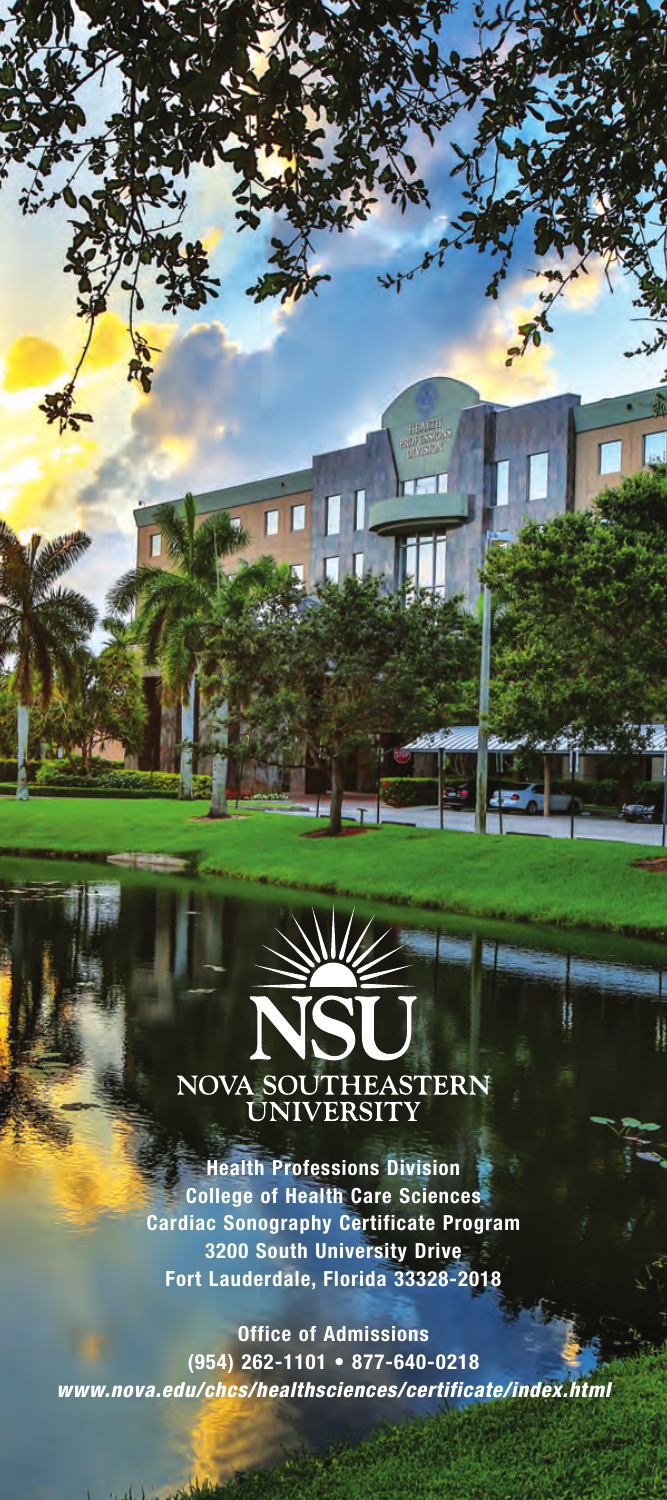NSU

NOVA SOUTHEASTERN UNIVERSITY

**Health Professions Division**
**College of Health Care Sciences**
**Cardiac Sonography Certificate Program**
**3200 South University Drive**
**Fort Lauderdale, Florida 33328-2018**

**Office of Admissions**
**(954) 262-1101 • 877-640-0218**
***www.nova.edu/chcs/healthsciences/certificate/index.html***